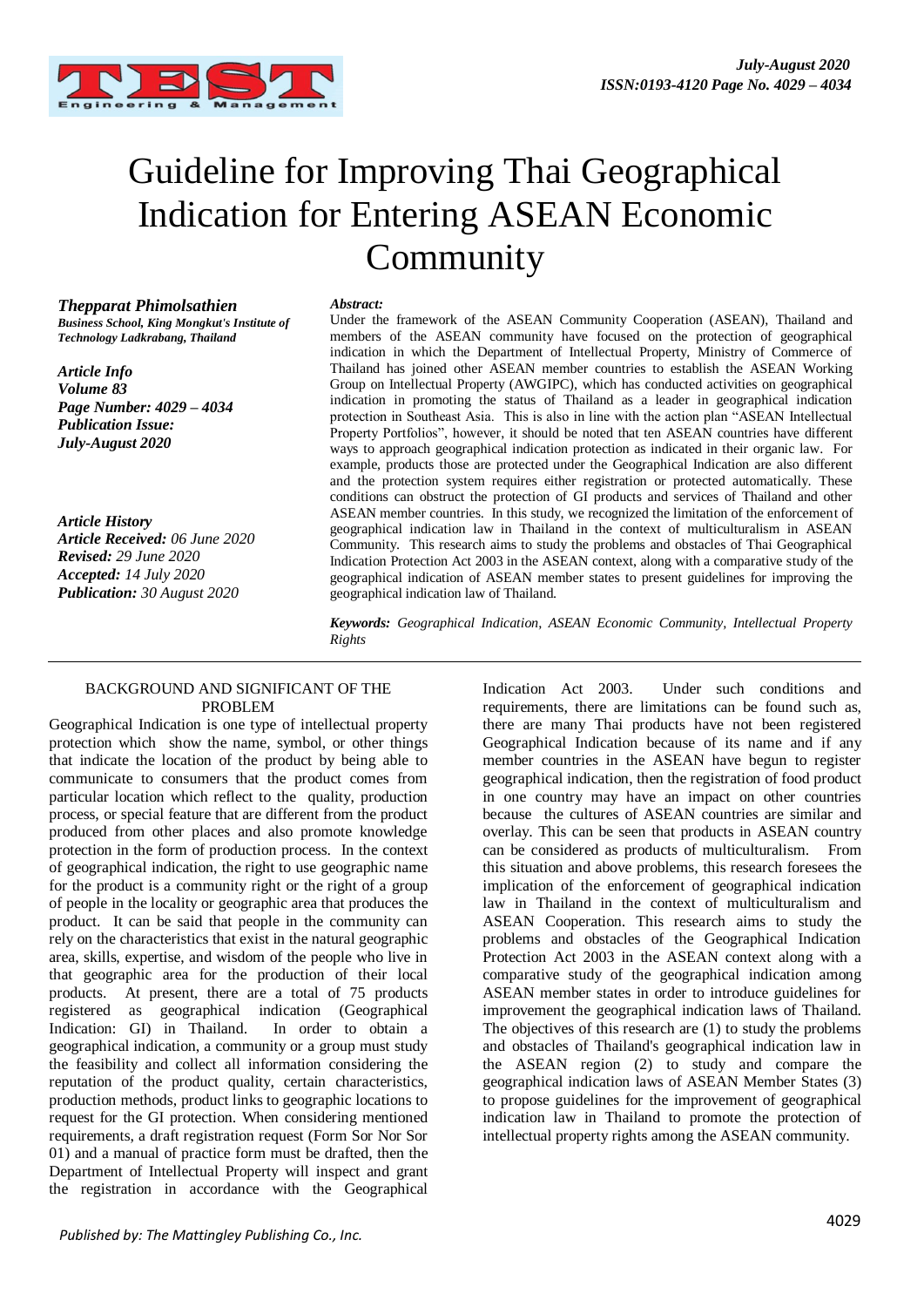# Guideline for Improving Thai Geographical Indication for Entering ASEAN Economic Community

***Thepparat Phimolsathien***
***Business School, King Mongkut's Institute of Technology Ladkrabang, Thailand***

***Article Info***
***Volume 83***
***Page Number: 4029 – 4034***
***Publication Issue:***
***July-August 2020***

***Article History***
***Article Received:*** *06 June 2020*
***Revised:*** *29 June 2020*
***Accepted:*** *14 July 2020*
***Publication:*** *30 August 2020*

***Abstract:***

Under the framework of the ASEAN Community Cooperation (ASEAN), Thailand and members of the ASEAN community have focused on the protection of geographical indication in which the Department of Intellectual Property, Ministry of Commerce of Thailand has joined other ASEAN member countries to establish the ASEAN Working Group on Intellectual Property (AWGIPC), which has conducted activities on geographical indication in promoting the status of Thailand as a leader in geographical indication protection in Southeast Asia. This is also in line with the action plan "ASEAN Intellectual Property Portfolios", however, it should be noted that ten ASEAN countries have different ways to approach geographical indication protection as indicated in their organic law. For example, products those are protected under the Geographical Indication are also different and the protection system requires either registration or protected automatically. These conditions can obstruct the protection of GI products and services of Thailand and other ASEAN member countries. In this study, we recognized the limitation of the enforcement of geographical indication law in Thailand in the context of multiculturalism in ASEAN Community. This research aims to study the problems and obstacles of Thai Geographical Indication Protection Act 2003 in the ASEAN context, along with a comparative study of the geographical indication of ASEAN member states to present guidelines for improving the geographical indication law of Thailand.

***Keywords:*** *Geographical Indication, ASEAN Economic Community, Intellectual Property Rights*

## BACKGROUND AND SIGNIFICANT OF THE PROBLEM

Geographical Indication is one type of intellectual property protection which show the name, symbol, or other things that indicate the location of the product by being able to communicate to consumers that the product comes from particular location which reflect to the quality, production process, or special feature that are different from the product produced from other places and also promote knowledge protection in the form of production process. In the context of geographical indication, the right to use geographic name for the product is a community right or the right of a group of people in the locality or geographic area that produces the product. It can be said that people in the community can rely on the characteristics that exist in the natural geographic area, skills, expertise, and wisdom of the people who live in that geographic area for the production of their local products. At present, there are a total of 75 products registered as geographical indication (Geographical Indication: GI) in Thailand. In order to obtain a geographical indication, a community or a group must study the feasibility and collect all information considering the reputation of the product quality, certain characteristics, production methods, product links to geographic locations to request for the GI protection. When considering mentioned requirements, a draft registration request (Form Sor Nor Sor 01) and a manual of practice form must be drafted, then the Department of Intellectual Property will inspect and grant the registration in accordance with the Geographical Indication Act 2003. Under such conditions and requirements, there are limitations can be found such as, there are many Thai products have not been registered Geographical Indication because of its name and if any member countries in the ASEAN have begun to register geographical indication, then the registration of food product in one country may have an impact on other countries because the cultures of ASEAN countries are similar and overlay. This can be seen that products in ASEAN country can be considered as products of multiculturalism. From this situation and above problems, this research foresees the implication of the enforcement of geographical indication law in Thailand in the context of multiculturalism and ASEAN Cooperation. This research aims to study the problems and obstacles of the Geographical Indication Protection Act 2003 in the ASEAN context along with a comparative study of the geographical indication among ASEAN member states in order to introduce guidelines for improvement the geographical indication laws of Thailand. The objectives of this research are (1) to study the problems and obstacles of Thailand's geographical indication law in the ASEAN region (2) to study and compare the geographical indication laws of ASEAN Member States (3) to propose guidelines for the improvement of geographical indication law in Thailand to promote the protection of intellectual property rights among the ASEAN community.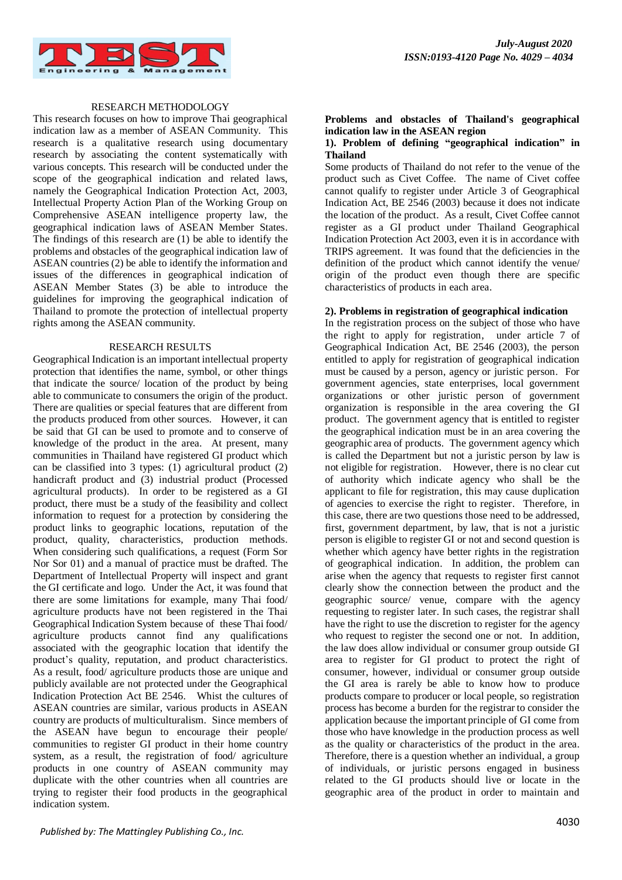## RESEARCH METHODOLOGY

This research focuses on how to improve Thai geographical indication law as a member of ASEAN Community. This research is a qualitative research using documentary research by associating the content systematically with various concepts. This research will be conducted under the scope of the geographical indication and related laws, namely the Geographical Indication Protection Act, 2003, Intellectual Property Action Plan of the Working Group on Comprehensive ASEAN intelligence property law, the geographical indication laws of ASEAN Member States. The findings of this research are (1) be able to identify the problems and obstacles of the geographical indication law of ASEAN countries (2) be able to identify the information and issues of the differences in geographical indication of ASEAN Member States (3) be able to introduce the guidelines for improving the geographical indication of Thailand to promote the protection of intellectual property rights among the ASEAN community.

## RESEARCH RESULTS

Geographical Indication is an important intellectual property protection that identifies the name, symbol, or other things that indicate the source/ location of the product by being able to communicate to consumers the origin of the product. There are qualities or special features that are different from the products produced from other sources. However, it can be said that GI can be used to promote and to conserve of knowledge of the product in the area. At present, many communities in Thailand have registered GI product which can be classified into 3 types: (1) agricultural product (2) handicraft product and (3) industrial product (Processed agricultural products). In order to be registered as a GI product, there must be a study of the feasibility and collect information to request for a protection by considering the product links to geographic locations, reputation of the product, quality, characteristics, production methods. When considering such qualifications, a request (Form Sor Nor Sor 01) and a manual of practice must be drafted. The Department of Intellectual Property will inspect and grant the GI certificate and logo. Under the Act, it was found that there are some limitations for example, many Thai food/ agriculture products have not been registered in the Thai Geographical Indication System because of these Thai food/ agriculture products cannot find any qualifications associated with the geographic location that identify the product's quality, reputation, and product characteristics. As a result, food/ agriculture products those are unique and publicly available are not protected under the Geographical Indication Protection Act BE 2546. Whist the cultures of ASEAN countries are similar, various products in ASEAN country are products of multiculturalism. Since members of the ASEAN have begun to encourage their people/ communities to register GI product in their home country system, as a result, the registration of food/ agriculture products in one country of ASEAN community may duplicate with the other countries when all countries are trying to register their food products in the geographical indication system.

### Problems and obstacles of Thailand's geographical indication law in the ASEAN region

#### 1). Problem of defining "geographical indication" in Thailand

Some products of Thailand do not refer to the venue of the product such as Civet Coffee. The name of Civet coffee cannot qualify to register under Article 3 of Geographical Indication Act, BE 2546 (2003) because it does not indicate the location of the product. As a result, Civet Coffee cannot register as a GI product under Thailand Geographical Indication Protection Act 2003, even it is in accordance with TRIPS agreement. It was found that the deficiencies in the definition of the product which cannot identify the venue/ origin of the product even though there are specific characteristics of products in each area.

#### 2). Problems in registration of geographical indication

In the registration process on the subject of those who have the right to apply for registration, under article 7 of Geographical Indication Act, BE 2546 (2003), the person entitled to apply for registration of geographical indication must be caused by a person, agency or juristic person. For government agencies, state enterprises, local government organizations or other juristic person of government organization is responsible in the area covering the GI product. The government agency that is entitled to register the geographical indication must be in an area covering the geographic area of products. The government agency which is called the Department but not a juristic person by law is not eligible for registration. However, there is no clear cut of authority which indicate agency who shall be the applicant to file for registration, this may cause duplication of agencies to exercise the right to register. Therefore, in this case, there are two questions those need to be addressed, first, government department, by law, that is not a juristic person is eligible to register GI or not and second question is whether which agency have better rights in the registration of geographical indication. In addition, the problem can arise when the agency that requests to register first cannot clearly show the connection between the product and the geographic source/ venue, compare with the agency requesting to register later. In such cases, the registrar shall have the right to use the discretion to register for the agency who request to register the second one or not. In addition, the law does allow individual or consumer group outside GI area to register for GI product to protect the right of consumer, however, individual or consumer group outside the GI area is rarely be able to know how to produce products compare to producer or local people, so registration process has become a burden for the registrar to consider the application because the important principle of GI come from those who have knowledge in the production process as well as the quality or characteristics of the product in the area. Therefore, there is a question whether an individual, a group of individuals, or juristic persons engaged in business related to the GI products should live or locate in the geographic area of the product in order to maintain and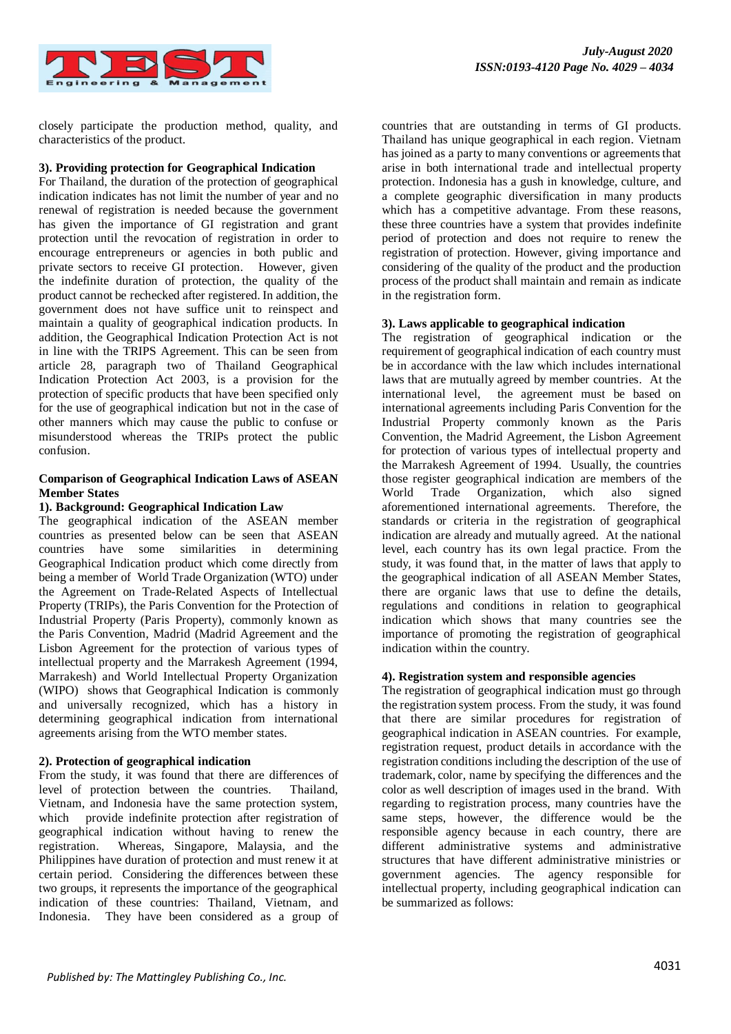closely participate the production method, quality, and characteristics of the product.

**3). Providing protection for Geographical Indication**

For Thailand, the duration of the protection of geographical indication indicates has not limit the number of year and no renewal of registration is needed because the government has given the importance of GI registration and grant protection until the revocation of registration in order to encourage entrepreneurs or agencies in both public and private sectors to receive GI protection. However, given the indefinite duration of protection, the quality of the product cannot be rechecked after registered. In addition, the government does not have suffice unit to reinspect and maintain a quality of geographical indication products. In addition, the Geographical Indication Protection Act is not in line with the TRIPS Agreement. This can be seen from article 28, paragraph two of Thailand Geographical Indication Protection Act 2003, is a provision for the protection of specific products that have been specified only for the use of geographical indication but not in the case of other manners which may cause the public to confuse or misunderstood whereas the TRIPs protect the public confusion.

**Comparison of Geographical Indication Laws of ASEAN Member States**

**1). Background: Geographical Indication Law**

The geographical indication of the ASEAN member countries as presented below can be seen that ASEAN countries have some similarities in determining Geographical Indication product which come directly from being a member of World Trade Organization (WTO) under the Agreement on Trade-Related Aspects of Intellectual Property (TRIPs), the Paris Convention for the Protection of Industrial Property (Paris Property), commonly known as the Paris Convention, Madrid (Madrid Agreement and the Lisbon Agreement for the protection of various types of intellectual property and the Marrakesh Agreement (1994, Marrakesh) and World Intellectual Property Organization (WIPO) shows that Geographical Indication is commonly and universally recognized, which has a history in determining geographical indication from international agreements arising from the WTO member states.

**2). Protection of geographical indication**

From the study, it was found that there are differences of level of protection between the countries. Thailand, Vietnam, and Indonesia have the same protection system, which provide indefinite protection after registration of geographical indication without having to renew the registration. Whereas, Singapore, Malaysia, and the Philippines have duration of protection and must renew it at certain period. Considering the differences between these two groups, it represents the importance of the geographical indication of these countries: Thailand, Vietnam, and Indonesia. They have been considered as a group of countries that are outstanding in terms of GI products. Thailand has unique geographical in each region. Vietnam has joined as a party to many conventions or agreements that arise in both international trade and intellectual property protection. Indonesia has a gush in knowledge, culture, and a complete geographic diversification in many products which has a competitive advantage. From these reasons, these three countries have a system that provides indefinite period of protection and does not require to renew the registration of protection. However, giving importance and considering of the quality of the product and the production process of the product shall maintain and remain as indicate in the registration form.

**3). Laws applicable to geographical indication**

The registration of geographical indication or the requirement of geographical indication of each country must be in accordance with the law which includes international laws that are mutually agreed by member countries. At the international level, the agreement must be based on international agreements including Paris Convention for the Industrial Property commonly known as the Paris Convention, the Madrid Agreement, the Lisbon Agreement for protection of various types of intellectual property and the Marrakesh Agreement of 1994. Usually, the countries those register geographical indication are members of the World Trade Organization, which also signed aforementioned international agreements. Therefore, the standards or criteria in the registration of geographical indication are already and mutually agreed. At the national level, each country has its own legal practice. From the study, it was found that, in the matter of laws that apply to the geographical indication of all ASEAN Member States, there are organic laws that use to define the details, regulations and conditions in relation to geographical indication which shows that many countries see the importance of promoting the registration of geographical indication within the country.

**4). Registration system and responsible agencies**

The registration of geographical indication must go through the registration system process. From the study, it was found that there are similar procedures for registration of geographical indication in ASEAN countries. For example, registration request, product details in accordance with the registration conditions including the description of the use of trademark, color, name by specifying the differences and the color as well description of images used in the brand. With regarding to registration process, many countries have the same steps, however, the difference would be the responsible agency because in each country, there are different administrative systems and administrative structures that have different administrative ministries or government agencies. The agency responsible for intellectual property, including geographical indication can be summarized as follows: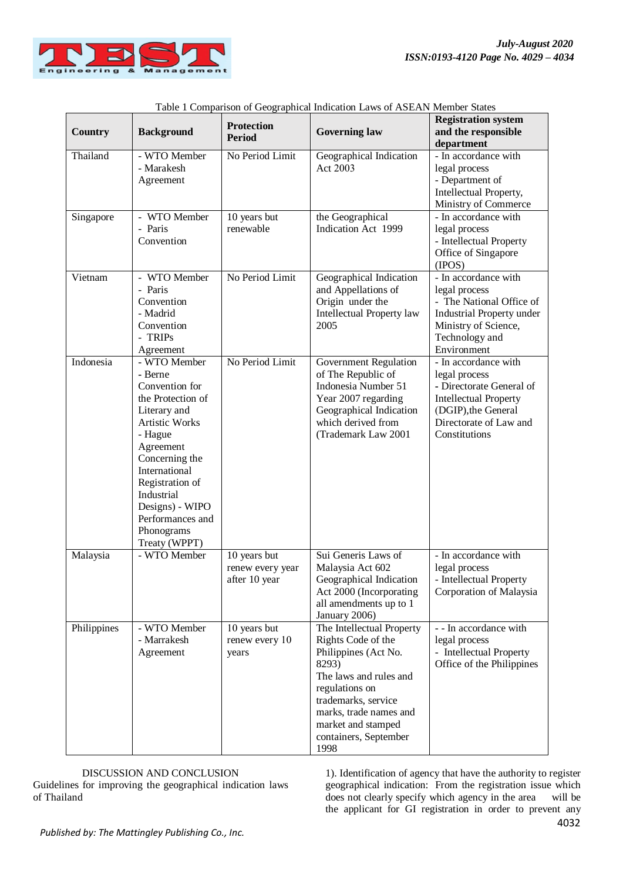Table 1 Comparison of Geographical Indication Laws of ASEAN Member States

| Country | Background | Protection Period | Governing law | Registration system and the responsible department |
|---|---|---|---|---|
| Thailand | - WTO Member<br>- Marakesh Agreement | No Period Limit | Geographical Indication Act 2003 | - In accordance with legal process<br>- Department of Intellectual Property, Ministry of Commerce |
| Singapore | - WTO Member<br>- Paris Convention | 10 years but renewable | the Geographical Indication Act 1999 | - In accordance with legal process<br>- Intellectual Property Office of Singapore (IPOS) |
| Vietnam | - WTO Member<br>- Paris Convention<br>- Madrid Convention<br>- TRIPs Agreement | No Period Limit | Geographical Indication and Appellations of Origin under the Intellectual Property law 2005 | - In accordance with legal process<br>- The National Office of Industrial Property under Ministry of Science, Technology and Environment |
| Indonesia | - WTO Member<br>- Berne Convention for the Protection of Literary and Artistic Works<br>- Hague Agreement Concerning the International Registration of Industrial Designs) - WIPO Performances and Phonograms Treaty (WPPT) | No Period Limit | Government Regulation of The Republic of Indonesia Number 51 Year 2007 regarding Geographical Indication which derived from (Trademark Law 2001 | - In accordance with legal process<br>- Directorate General of Intellectual Property (DGIP),the General Directorate of Law and Constitutions |
| Malaysia | - WTO Member | 10 years but renew every year after 10 year | Sui Generis Laws of Malaysia Act 602 Geographical Indication Act 2000 (Incorporating all amendments up to 1 January 2006) | - In accordance with legal process<br>- Intellectual Property Corporation of Malaysia |
| Philippines | - WTO Member<br>- Marrakesh Agreement | 10 years but renew every 10 years | The Intellectual Property Rights Code of the Philippines (Act No. 8293)<br>The laws and rules and regulations on trademarks, service marks, trade names and market and stamped containers, September 1998 | - - In accordance with legal process<br>- Intellectual Property Office of the Philippines |

## DISCUSSION AND CONCLUSION

Guidelines for improving the geographical indication laws of Thailand

1). Identification of agency that have the authority to register geographical indication: From the registration issue which does not clearly specify which agency in the area will be the applicant for GI registration in order to prevent any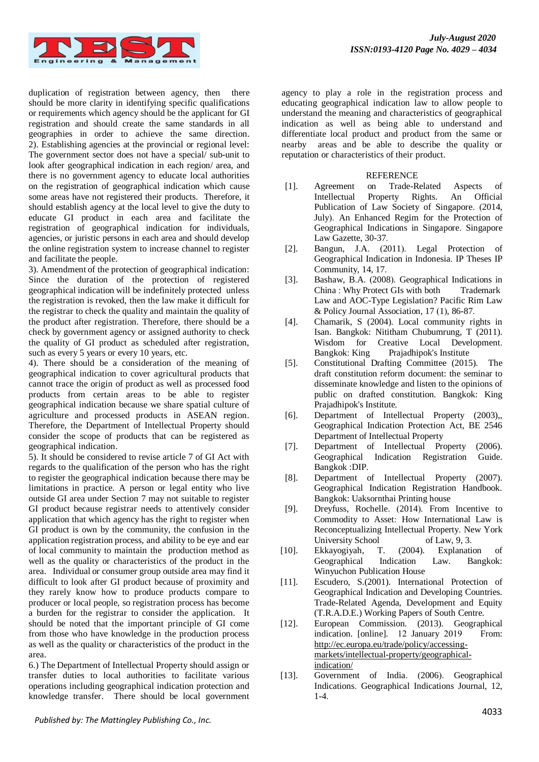duplication of registration between agency, then there should be more clarity in identifying specific qualifications or requirements which agency should be the applicant for GI registration and should create the same standards in all geographies in order to achieve the same direction.

2). Establishing agencies at the provincial or regional level: The government sector does not have a special/ sub-unit to look after geographical indication in each region/ area, and there is no government agency to educate local authorities on the registration of geographical indication which cause some areas have not registered their products. Therefore, it should establish agency at the local level to give the duty to educate GI product in each area and facilitate the registration of geographical indication for individuals, agencies, or juristic persons in each area and should develop the online registration system to increase channel to register and facilitate the people.

3). Amendment of the protection of geographical indication: Since the duration of the protection of registered geographical indication will be indefinitely protected unless the registration is revoked, then the law make it difficult for the registrar to check the quality and maintain the quality of the product after registration. Therefore, there should be a check by government agency or assigned authority to check the quality of GI product as scheduled after registration, such as every 5 years or every 10 years, etc.

4). There should be a consideration of the meaning of geographical indication to cover agricultural products that cannot trace the origin of product as well as processed food products from certain areas to be able to register geographical indication because we share spatial culture of agriculture and processed products in ASEAN region. Therefore, the Department of Intellectual Property should consider the scope of products that can be registered as geographical indication.

5). It should be considered to revise article 7 of GI Act with regards to the qualification of the person who has the right to register the geographical indication because there may be limitations in practice. A person or legal entity who live outside GI area under Section 7 may not suitable to register GI product because registrar needs to attentively consider application that which agency has the right to register when GI product is own by the community, the confusion in the application registration process, and ability to be eye and ear of local community to maintain the production method as well as the quality or characteristics of the product in the area. Individual or consumer group outside area may find it difficult to look after GI product because of proximity and they rarely know how to produce products compare to producer or local people, so registration process has become a burden for the registrar to consider the application. It should be noted that the important principle of GI come from those who have knowledge in the production process as well as the quality or characteristics of the product in the area.

6.) The Department of Intellectual Property should assign or transfer duties to local authorities to facilitate various operations including geographical indication protection and knowledge transfer. There should be local government agency to play a role in the registration process and educating geographical indication law to allow people to understand the meaning and characteristics of geographical indication as well as being able to understand and differentiate local product and product from the same or nearby areas and be able to describe the quality or reputation or characteristics of their product.

## REFERENCE

[1]. Agreement on Trade-Related Aspects of Intellectual Property Rights. An Official Publication of Law Society of Singapore. (2014, July). An Enhanced Regim for the Protection of Geographical Indications in Singapore. Singapore Law Gazette, 30-37.

[2]. Bangun, J.A. (2011). Legal Protection of Geographical Indication in Indonesia. IP Theses IP Community, 14, 17.

[3]. Bashaw, B.A. (2008). Geographical Indications in China : Why Protect GIs with both Trademark Law and AOC-Type Legislation? Pacific Rim Law & Policy Journal Association, 17 (1), 86-87.

[4]. Chamarik, S (2004). Local community rights in Isan. Bangkok: Nititham Chubumrung, T (2011). Wisdom for Creative Local Development. Bangkok: King Prajadhipok's Institute

[5]. Constitutional Drafting Committee (2015). The draft constitution reform document: the seminar to disseminate knowledge and listen to the opinions of public on drafted constitution. Bangkok: King Prajadhipok's Institute.

[6]. Department of Intellectual Property (2003),, Geographical Indication Protection Act, BE 2546 Department of Intellectual Property

[7]. Department of Intellectual Property (2006). Geographical Indication Registration Guide. Bangkok :DIP.

[8]. Department of Intellectual Property (2007). Geographical Indication Registration Handbook. Bangkok: Uaksornthai Printing house

[9]. Dreyfuss, Rochelle. (2014). From Incentive to Commodity to Asset: How International Law is Reconceptualizing Intellectual Property. New York University School of Law, 9, 3.

[10]. Ekkayogiyah, T. (2004). Explanation of Geographical Indication Law. Bangkok: Winyuchon Publication House

[11]. Escudero, S.(2001). International Protection of Geographical Indication and Developing Countries. Trade-Related Agenda, Development and Equity (T.R.A.D.E.) Working Papers of South Centre.

[12]. European Commission. (2013). Geographical indication. [online]. 12 January 2019 From: http://ec.europa.eu/trade/policy/accessing-markets/intellectual-property/geographical-indication/

[13]. Government of India. (2006). Geographical Indications. Geographical Indications Journal, 12, 1-4.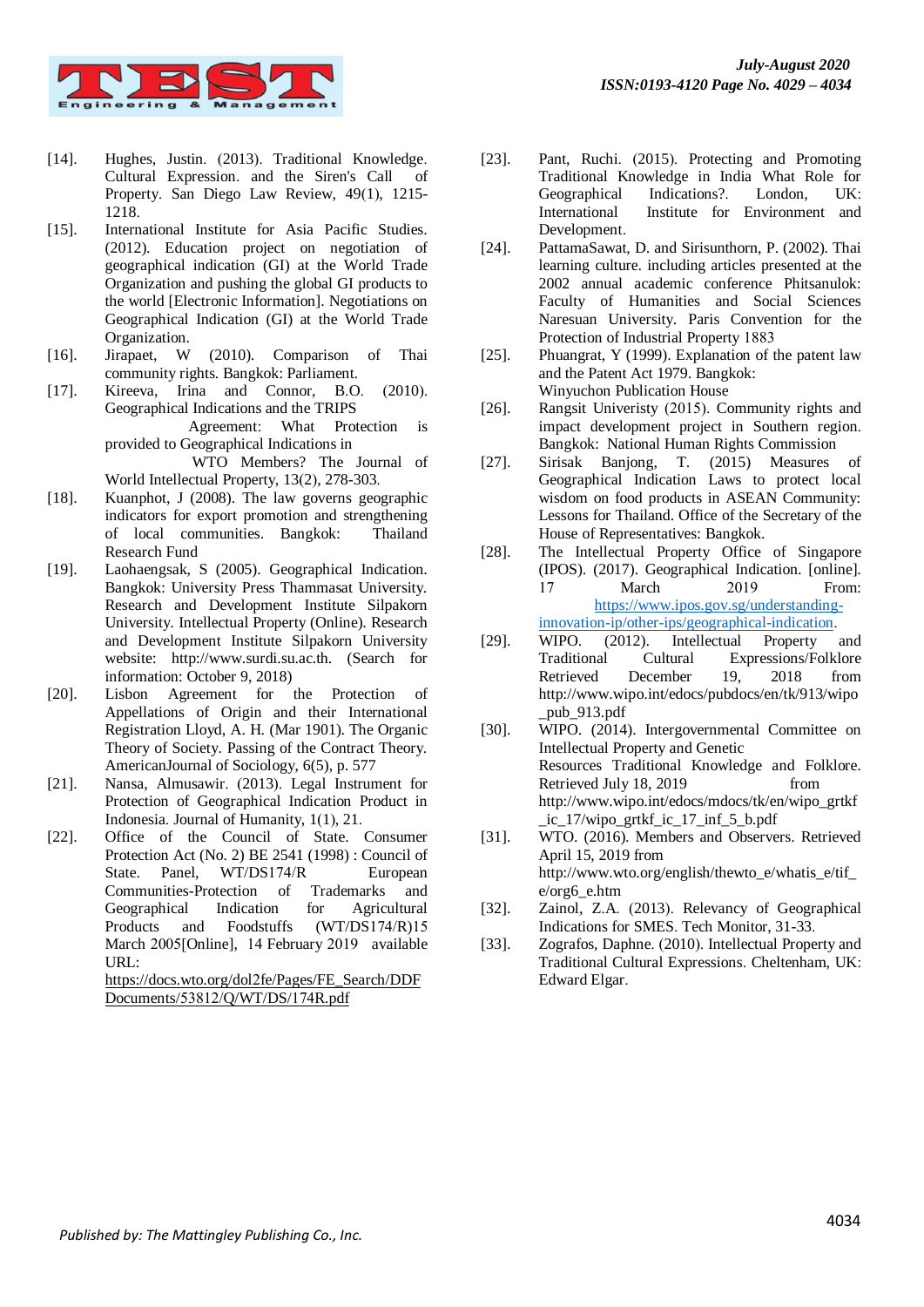[14]. Hughes, Justin. (2013). Traditional Knowledge. Cultural Expression. and the Siren's Call of Property. San Diego Law Review, 49(1), 1215-1218.

[15]. International Institute for Asia Pacific Studies. (2012). Education project on negotiation of geographical indication (GI) at the World Trade Organization and pushing the global GI products to the world [Electronic Information]. Negotiations on Geographical Indication (GI) at the World Trade Organization.

[16]. Jirapeet, W (2010). Comparison of Thai community rights. Bangkok: Parliament.

[17]. Kireeva, Irina and Connor, B.O. (2010). Geographical Indications and the TRIPS Agreement: What Protection is provided to Geographical Indications in WTO Members? The Journal of World Intellectual Property, 13(2), 278-303.

[18]. Kuanphot, J (2008). The law governs geographic indicators for export promotion and strengthening of local communities. Bangkok: Thailand Research Fund

[19]. Laohaengsak, S (2005). Geographical Indication. Bangkok: University Press Thammasat University. Research and Development Institute Silpakorn University. Intellectual Property (Online). Research and Development Institute Silpakorn University website: http://www.surdi.su.ac.th. (Search for information: October 9, 2018)

[20]. Lisbon Agreement for the Protection of Appellations of Origin and their International Registration Lloyd, A. H. (Mar 1901). The Organic Theory of Society. Passing of the Contract Theory. AmericanJournal of Sociology, 6(5), p. 577

[21]. Nansa, Almusawir. (2013). Legal Instrument for Protection of Geographical Indication Product in Indonesia. Journal of Humanity, 1(1), 21.

[22]. Office of the Council of State. Consumer Protection Act (No. 2) BE 2541 (1998) : Council of State. Panel, WT/DS174/R European Communities-Protection of Trademarks and Geographical Indication for Agricultural Products and Foodstuffs (WT/DS174/R)15 March 2005[Online], 14 February 2019 available URL: https://docs.wto.org/dol2fe/Pages/FE_Search/DDFDocuments/53812/Q/WT/DS/174R.pdf

[23]. Pant, Ruchi. (2015). Protecting and Promoting Traditional Knowledge in India What Role for Geographical Indications?. London, UK: International Institute for Environment and Development.

[24]. PattamaSawat, D. and Sirisunthorn, P. (2002). Thai learning culture. including articles presented at the 2002 annual academic conference Phitsanulok: Faculty of Humanities and Social Sciences Naresuan University. Paris Convention for the Protection of Industrial Property 1883

[25]. Phuangrat, Y (1999). Explanation of the patent law and the Patent Act 1979. Bangkok: Winyuchon Publication House

[26]. Rangsit Univeristy (2015). Community rights and impact development project in Southern region. Bangkok: National Human Rights Commission

[27]. Sirisak Banjong, T. (2015) Measures of Geographical Indication Laws to protect local wisdom on food products in ASEAN Community: Lessons for Thailand. Office of the Secretary of the House of Representatives: Bangkok.

[28]. The Intellectual Property Office of Singapore (IPOS). (2017). Geographical Indication. [online]. 17 March 2019 From: https://www.ipos.gov.sg/understanding-innovation-ip/other-ips/geographical-indication.

[29]. WIPO. (2012). Intellectual Property and Traditional Cultural Expressions/Folklore Retrieved December 19, 2018 from http://www.wipo.int/edocs/pubdocs/en/tk/913/wipo_pub_913.pdf

[30]. WIPO. (2014). Intergovernmental Committee on Intellectual Property and Genetic Resources Traditional Knowledge and Folklore. Retrieved July 18, 2019 from http://www.wipo.int/edocs/mdocs/tk/en/wipo_grtkf_ic_17/wipo_grtkf_ic_17_inf_5_b.pdf

[31]. WTO. (2016). Members and Observers. Retrieved April 15, 2019 from http://www.wto.org/english/thewto_e/whatis_e/tif_e/org6_e.htm

[32]. Zainol, Z.A. (2013). Relevancy of Geographical Indications for SMES. Tech Monitor, 31-33.

[33]. Zografos, Daphne. (2010). Intellectual Property and Traditional Cultural Expressions. Cheltenham, UK: Edward Elgar.